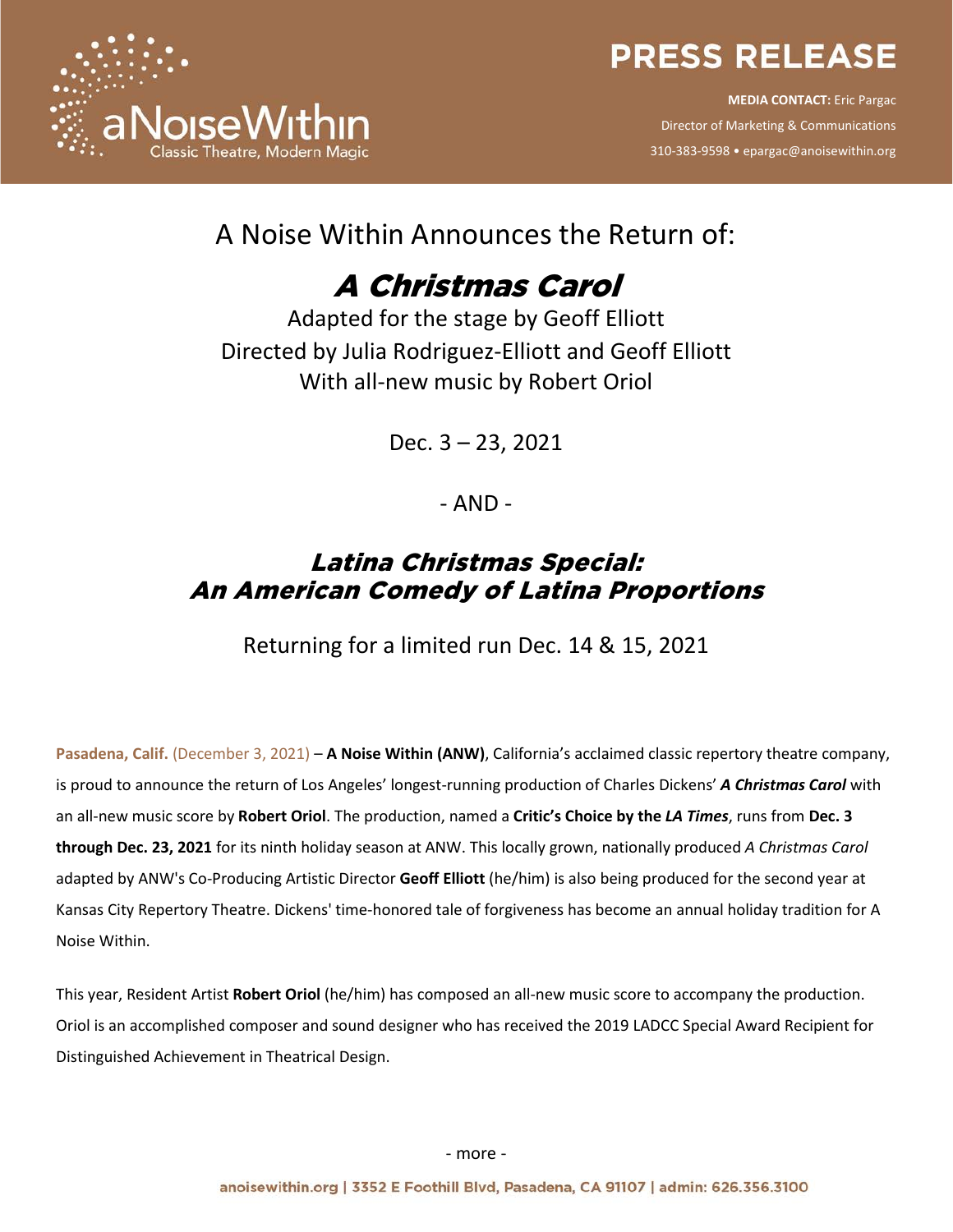# PRESS RELEASE

**MEDIA CONTACT:** Eric Pargac
Director of Marketing & Communications
310-383-9598 • epargac@anoisewithin.org

A Noise Within Announces the Return of:

## *A Christmas Carol*

Adapted for the stage by Geoff Elliott
Directed by Julia Rodriguez-Elliott and Geoff Elliott
With all-new music by Robert Oriol

Dec. 3 – 23, 2021

- AND -

## *Latina Christmas Special: An American Comedy of Latina Proportions*

Returning for a limited run Dec. 14 & 15, 2021

Pasadena, Calif. (December 3, 2021) – **A Noise Within (ANW)**, California's acclaimed classic repertory theatre company, is proud to announce the return of Los Angeles' longest-running production of Charles Dickens' ***A Christmas Carol*** with an all-new music score by **Robert Oriol**. The production, named a **Critic's Choice by the *LA Times***, runs from **Dec. 3 through Dec. 23, 2021** for its ninth holiday season at ANW. This locally grown, nationally produced *A Christmas Carol* adapted by ANW's Co-Producing Artistic Director **Geoff Elliott** (he/him) is also being produced for the second year at Kansas City Repertory Theatre. Dickens' time-honored tale of forgiveness has become an annual holiday tradition for A Noise Within.

This year, Resident Artist **Robert Oriol** (he/him) has composed an all-new music score to accompany the production. Oriol is an accomplished composer and sound designer who has received the 2019 LADCC Special Award Recipient for Distinguished Achievement in Theatrical Design.

- more -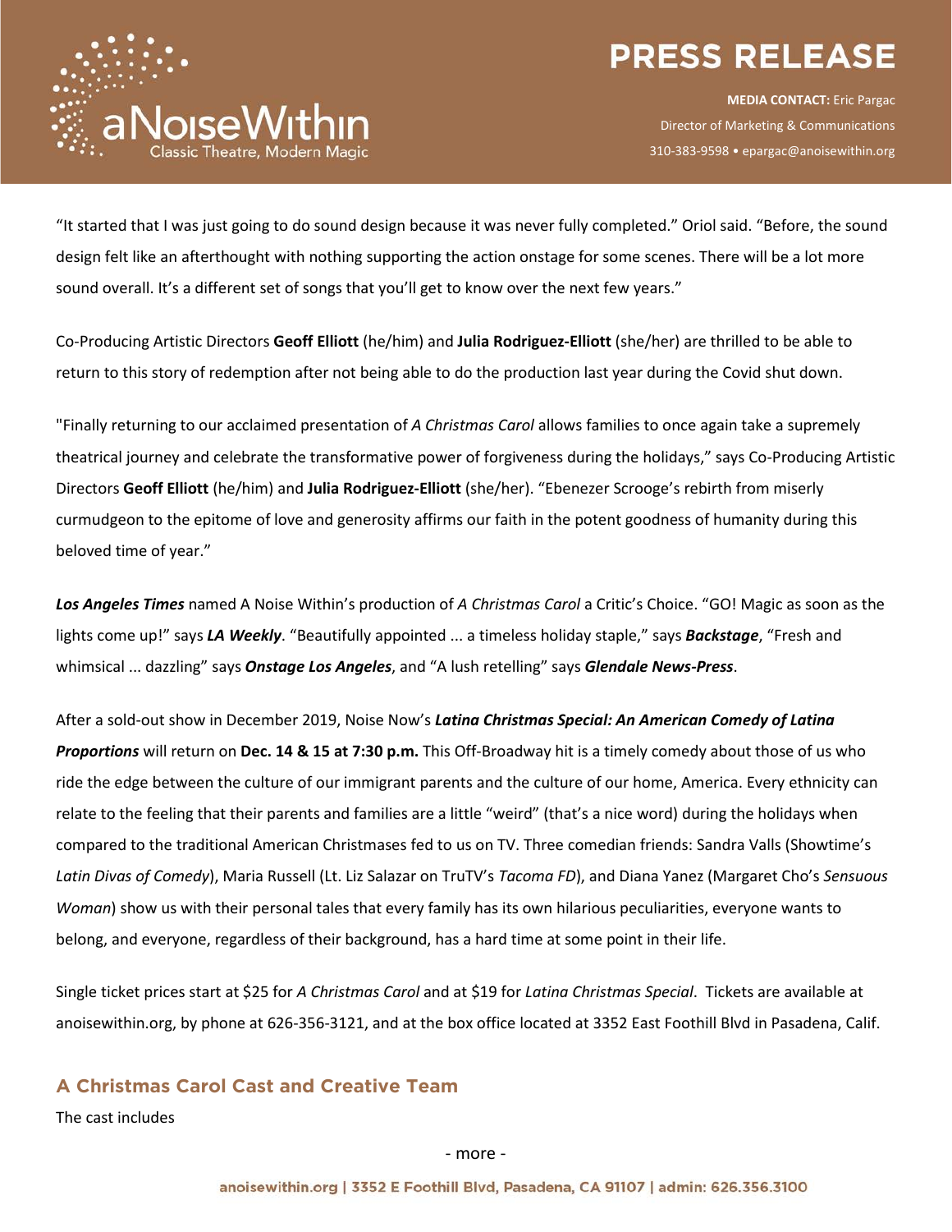"It started that I was just going to do sound design because it was never fully completed." Oriol said. "Before, the sound design felt like an afterthought with nothing supporting the action onstage for some scenes. There will be a lot more sound overall. It's a different set of songs that you'll get to know over the next few years."

Co-Producing Artistic Directors **Geoff Elliott** (he/him) and **Julia Rodriguez-Elliott** (she/her) are thrilled to be able to return to this story of redemption after not being able to do the production last year during the Covid shut down.

"Finally returning to our acclaimed presentation of *A Christmas Carol* allows families to once again take a supremely theatrical journey and celebrate the transformative power of forgiveness during the holidays," says Co-Producing Artistic Directors **Geoff Elliott** (he/him) and **Julia Rodriguez-Elliott** (she/her). "Ebenezer Scrooge's rebirth from miserly curmudgeon to the epitome of love and generosity affirms our faith in the potent goodness of humanity during this beloved time of year."

***Los Angeles Times*** named A Noise Within's production of *A Christmas Carol* a Critic's Choice. "GO! Magic as soon as the lights come up!" says ***LA Weekly***. "Beautifully appointed ... a timeless holiday staple," says ***Backstage***, "Fresh and whimsical ... dazzling" says ***Onstage Los Angeles***, and "A lush retelling" says ***Glendale News-Press***.

After a sold-out show in December 2019, Noise Now's ***Latina Christmas Special: An American Comedy of Latina Proportions*** will return on **Dec. 14 & 15 at 7:30 p.m.** This Off-Broadway hit is a timely comedy about those of us who ride the edge between the culture of our immigrant parents and the culture of our home, America. Every ethnicity can relate to the feeling that their parents and families are a little "weird" (that's a nice word) during the holidays when compared to the traditional American Christmases fed to us on TV. Three comedian friends: Sandra Valls (Showtime's *Latin Divas of Comedy*), Maria Russell (Lt. Liz Salazar on TruTV's *Tacoma FD*), and Diana Yanez (Margaret Cho's *Sensuous Woman*) show us with their personal tales that every family has its own hilarious peculiarities, everyone wants to belong, and everyone, regardless of their background, has a hard time at some point in their life.

Single ticket prices start at $25 for *A Christmas Carol* and at $19 for *Latina Christmas Special*. Tickets are available at anoisewithin.org, by phone at 626-356-3121, and at the box office located at 3352 East Foothill Blvd in Pasadena, Calif.

## A Christmas Carol Cast and Creative Team

The cast includes

- more -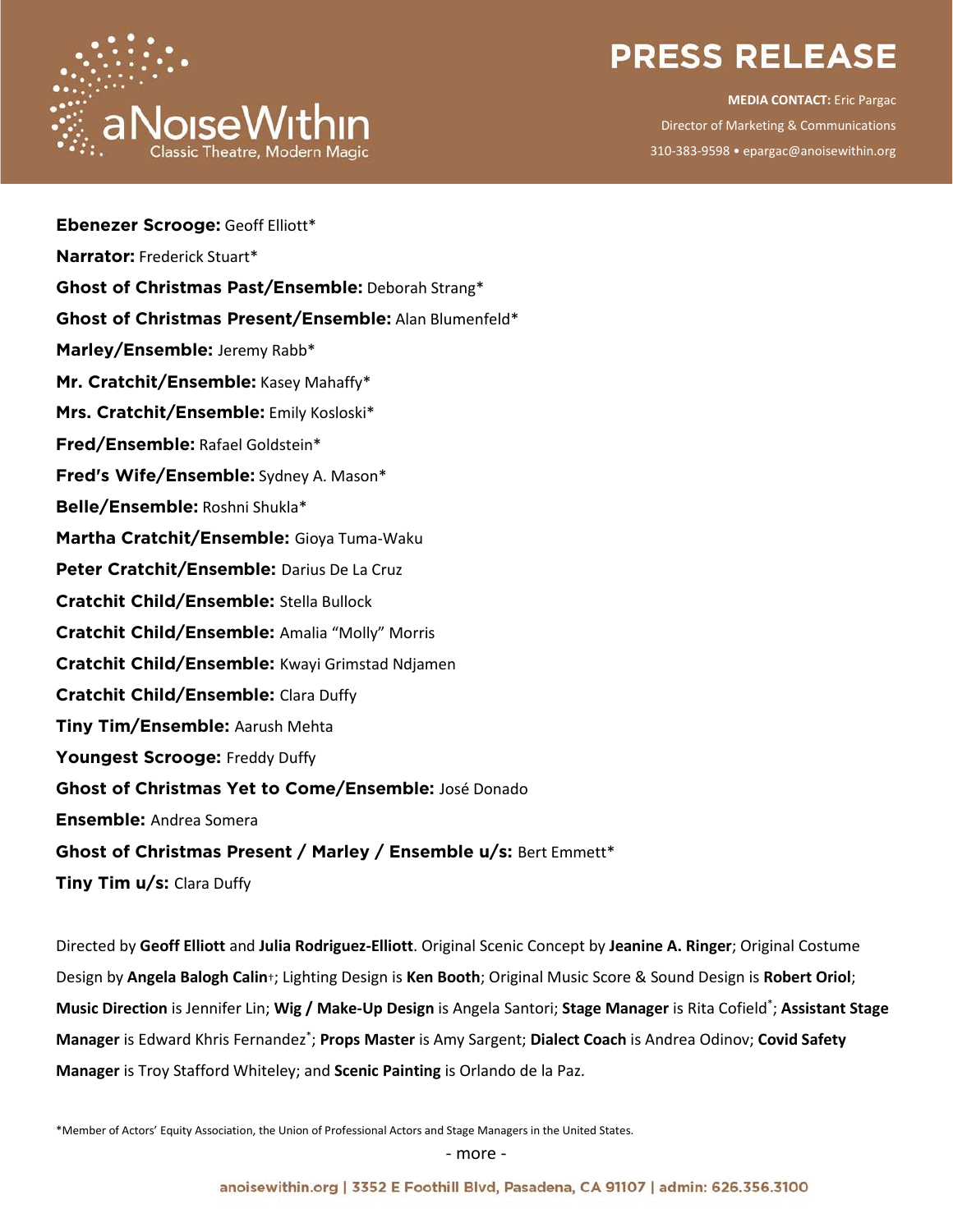**Ebenezer Scrooge:** Geoff Elliott*

**Narrator:** Frederick Stuart*

**Ghost of Christmas Past/Ensemble:** Deborah Strang*

**Ghost of Christmas Present/Ensemble:** Alan Blumenfeld*

**Marley/Ensemble:** Jeremy Rabb*

**Mr. Cratchit/Ensemble:** Kasey Mahaffy*

**Mrs. Cratchit/Ensemble:** Emily Kosloski*

**Fred/Ensemble:** Rafael Goldstein*

**Fred's Wife/Ensemble:** Sydney A. Mason*

**Belle/Ensemble:** Roshni Shukla*

**Martha Cratchit/Ensemble:** Gioya Tuma-Waku

**Peter Cratchit/Ensemble:** Darius De La Cruz

**Cratchit Child/Ensemble:** Stella Bullock

**Cratchit Child/Ensemble:** Amalia "Molly" Morris

**Cratchit Child/Ensemble:** Kwayi Grimstad Ndjamen

**Cratchit Child/Ensemble:** Clara Duffy

**Tiny Tim/Ensemble:** Aarush Mehta

**Youngest Scrooge:** Freddy Duffy

**Ghost of Christmas Yet to Come/Ensemble:** José Donado

**Ensemble:** Andrea Somera

**Ghost of Christmas Present / Marley / Ensemble u/s:** Bert Emmett*

**Tiny Tim u/s:** Clara Duffy

Directed by **Geoff Elliott** and **Julia Rodriguez-Elliott**. Original Scenic Concept by **Jeanine A. Ringer**; Original Costume Design by **Angela Balogh Calin**†; Lighting Design is **Ken Booth**; Original Music Score & Sound Design is **Robert Oriol**; **Music Direction** is Jennifer Lin; **Wig / Make-Up Design** is Angela Santori; **Stage Manager** is Rita Cofield*; **Assistant Stage Manager** is Edward Khris Fernandez*; **Props Master** is Amy Sargent; **Dialect Coach** is Andrea Odinov; **Covid Safety Manager** is Troy Stafford Whiteley; and **Scenic Painting** is Orlando de la Paz.

*Member of Actors' Equity Association, the Union of Professional Actors and Stage Managers in the United States.

- more -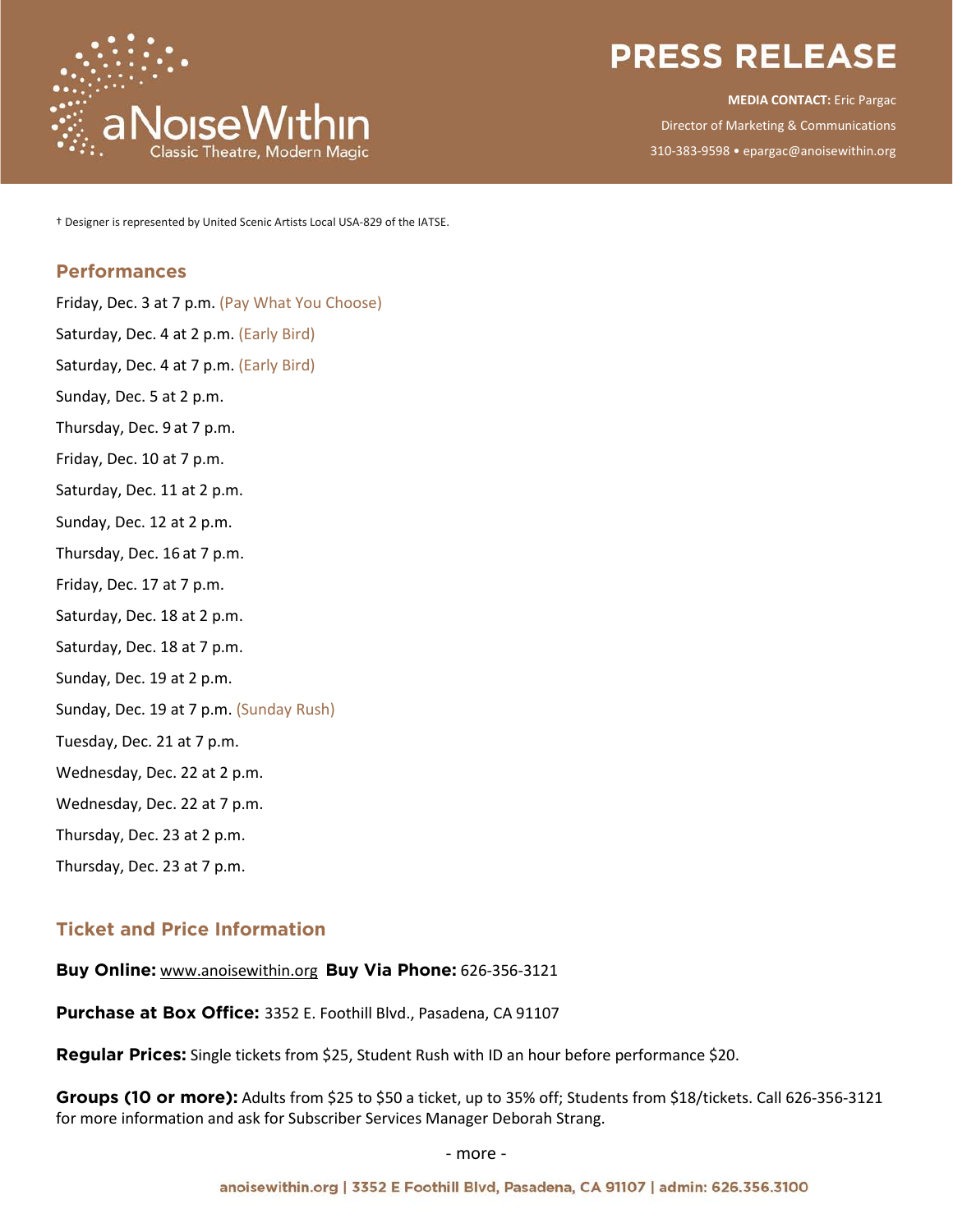† Designer is represented by United Scenic Artists Local USA-829 of the IATSE.

## Performances

Friday, Dec. 3 at 7 p.m. (Pay What You Choose)

Saturday, Dec. 4 at 2 p.m. (Early Bird)

Saturday, Dec. 4 at 7 p.m. (Early Bird)

Sunday, Dec. 5 at 2 p.m.

Thursday, Dec. 9 at 7 p.m.

Friday, Dec. 10 at 7 p.m.

Saturday, Dec. 11 at 2 p.m.

Sunday, Dec. 12 at 2 p.m.

Thursday, Dec. 16 at 7 p.m.

Friday, Dec. 17 at 7 p.m.

Saturday, Dec. 18 at 2 p.m.

Saturday, Dec. 18 at 7 p.m.

Sunday, Dec. 19 at 2 p.m.

Sunday, Dec. 19 at 7 p.m. (Sunday Rush)

Tuesday, Dec. 21 at 7 p.m.

Wednesday, Dec. 22 at 2 p.m.

Wednesday, Dec. 22 at 7 p.m.

Thursday, Dec. 23 at 2 p.m.

Thursday, Dec. 23 at 7 p.m.

## Ticket and Price Information

**Buy Online:** www.anoisewithin.org **Buy Via Phone:** 626-356-3121

**Purchase at Box Office:** 3352 E. Foothill Blvd., Pasadena, CA 91107

**Regular Prices:** Single tickets from $25, Student Rush with ID an hour before performance $20.

**Groups (10 or more):** Adults from $25 to $50 a ticket, up to 35% off; Students from $18/tickets. Call 626-356-3121 for more information and ask for Subscriber Services Manager Deborah Strang.

- more -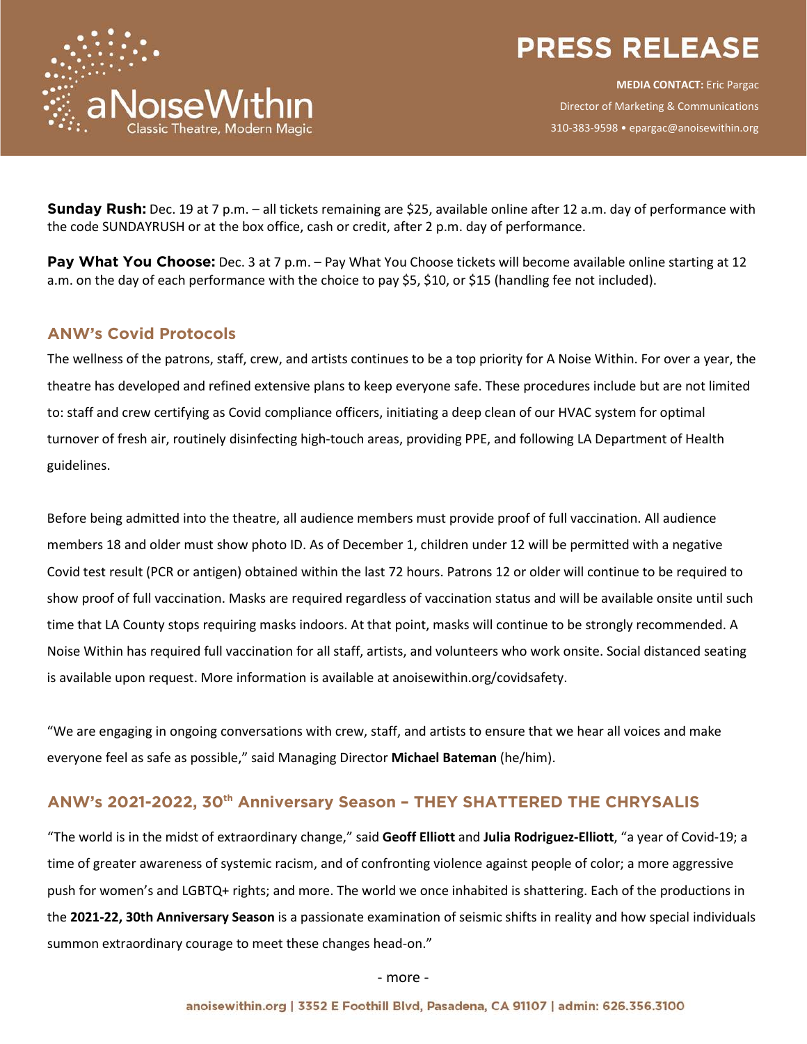**Sunday Rush:** Dec. 19 at 7 p.m. – all tickets remaining are $25, available online after 12 a.m. day of performance with the code SUNDAYRUSH or at the box office, cash or credit, after 2 p.m. day of performance.

**Pay What You Choose:** Dec. 3 at 7 p.m. – Pay What You Choose tickets will become available online starting at 12 a.m. on the day of each performance with the choice to pay $5, $10, or $15 (handling fee not included).

## ANW's Covid Protocols

The wellness of the patrons, staff, crew, and artists continues to be a top priority for A Noise Within. For over a year, the theatre has developed and refined extensive plans to keep everyone safe. These procedures include but are not limited to: staff and crew certifying as Covid compliance officers, initiating a deep clean of our HVAC system for optimal turnover of fresh air, routinely disinfecting high-touch areas, providing PPE, and following LA Department of Health guidelines.

Before being admitted into the theatre, all audience members must provide proof of full vaccination. All audience members 18 and older must show photo ID. As of December 1, children under 12 will be permitted with a negative Covid test result (PCR or antigen) obtained within the last 72 hours. Patrons 12 or older will continue to be required to show proof of full vaccination. Masks are required regardless of vaccination status and will be available onsite until such time that LA County stops requiring masks indoors. At that point, masks will continue to be strongly recommended. A Noise Within has required full vaccination for all staff, artists, and volunteers who work onsite. Social distanced seating is available upon request. More information is available at anoisewithin.org/covidsafety.

"We are engaging in ongoing conversations with crew, staff, and artists to ensure that we hear all voices and make everyone feel as safe as possible," said Managing Director **Michael Bateman** (he/him).

## ANW's 2021-2022, 30th Anniversary Season – THEY SHATTERED THE CHRYSALIS

"The world is in the midst of extraordinary change," said **Geoff Elliott** and **Julia Rodriguez-Elliott**, "a year of Covid-19; a time of greater awareness of systemic racism, and of confronting violence against people of color; a more aggressive push for women's and LGBTQ+ rights; and more. The world we once inhabited is shattering. Each of the productions in the **2021-22, 30th Anniversary Season** is a passionate examination of seismic shifts in reality and how special individuals summon extraordinary courage to meet these changes head-on."

- more -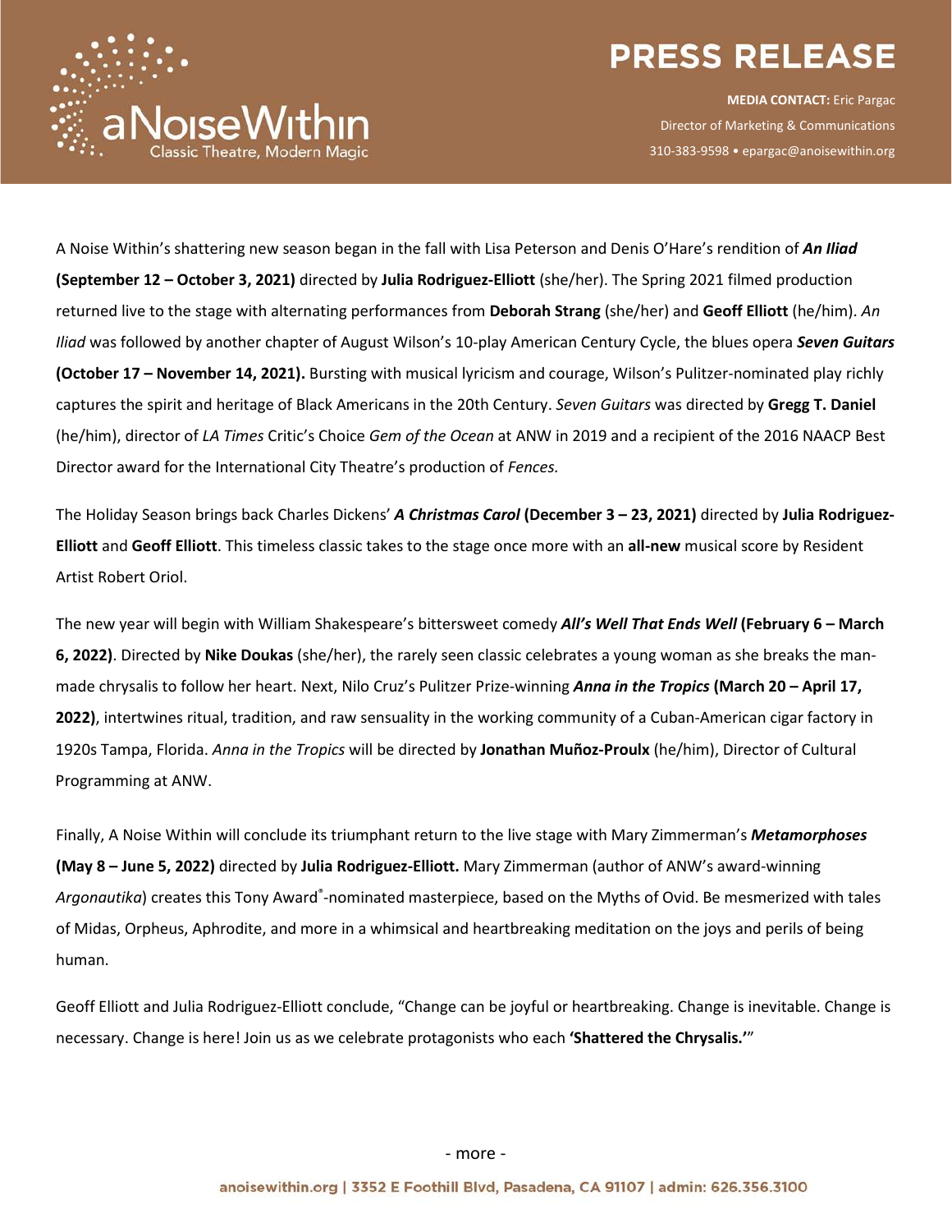A Noise Within's shattering new season began in the fall with Lisa Peterson and Denis O'Hare's rendition of ***An Iliad*** **(September 12 – October 3, 2021)** directed by **Julia Rodriguez-Elliott** (she/her). The Spring 2021 filmed production returned live to the stage with alternating performances from **Deborah Strang** (she/her) and **Geoff Elliott** (he/him). *An Iliad* was followed by another chapter of August Wilson's 10-play American Century Cycle, the blues opera ***Seven Guitars*** **(October 17 – November 14, 2021).** Bursting with musical lyricism and courage, Wilson's Pulitzer-nominated play richly captures the spirit and heritage of Black Americans in the 20th Century. *Seven Guitars* was directed by **Gregg T. Daniel** (he/him), director of *LA Times* Critic's Choice *Gem of the Ocean* at ANW in 2019 and a recipient of the 2016 NAACP Best Director award for the International City Theatre's production of *Fences.*

The Holiday Season brings back Charles Dickens' ***A Christmas Carol*** **(December 3 – 23, 2021)** directed by **Julia Rodriguez-Elliott** and **Geoff Elliott**. This timeless classic takes to the stage once more with an **all-new** musical score by Resident Artist Robert Oriol.

The new year will begin with William Shakespeare's bittersweet comedy ***All's Well That Ends Well*** **(February 6 – March 6, 2022)**. Directed by **Nike Doukas** (she/her), the rarely seen classic celebrates a young woman as she breaks the man-made chrysalis to follow her heart. Next, Nilo Cruz's Pulitzer Prize-winning ***Anna in the Tropics*** **(March 20 – April 17, 2022)**, intertwines ritual, tradition, and raw sensuality in the working community of a Cuban-American cigar factory in 1920s Tampa, Florida. *Anna in the Tropics* will be directed by **Jonathan Muñoz-Proulx** (he/him), Director of Cultural Programming at ANW.

Finally, A Noise Within will conclude its triumphant return to the live stage with Mary Zimmerman's ***Metamorphoses*** **(May 8 – June 5, 2022)** directed by **Julia Rodriguez-Elliott.** Mary Zimmerman (author of ANW's award-winning *Argonautika*) creates this Tony Award®-nominated masterpiece, based on the Myths of Ovid. Be mesmerized with tales of Midas, Orpheus, Aphrodite, and more in a whimsical and heartbreaking meditation on the joys and perils of being human.

Geoff Elliott and Julia Rodriguez-Elliott conclude, "Change can be joyful or heartbreaking. Change is inevitable. Change is necessary. Change is here! Join us as we celebrate protagonists who each **'Shattered the Chrysalis.'**"

- more -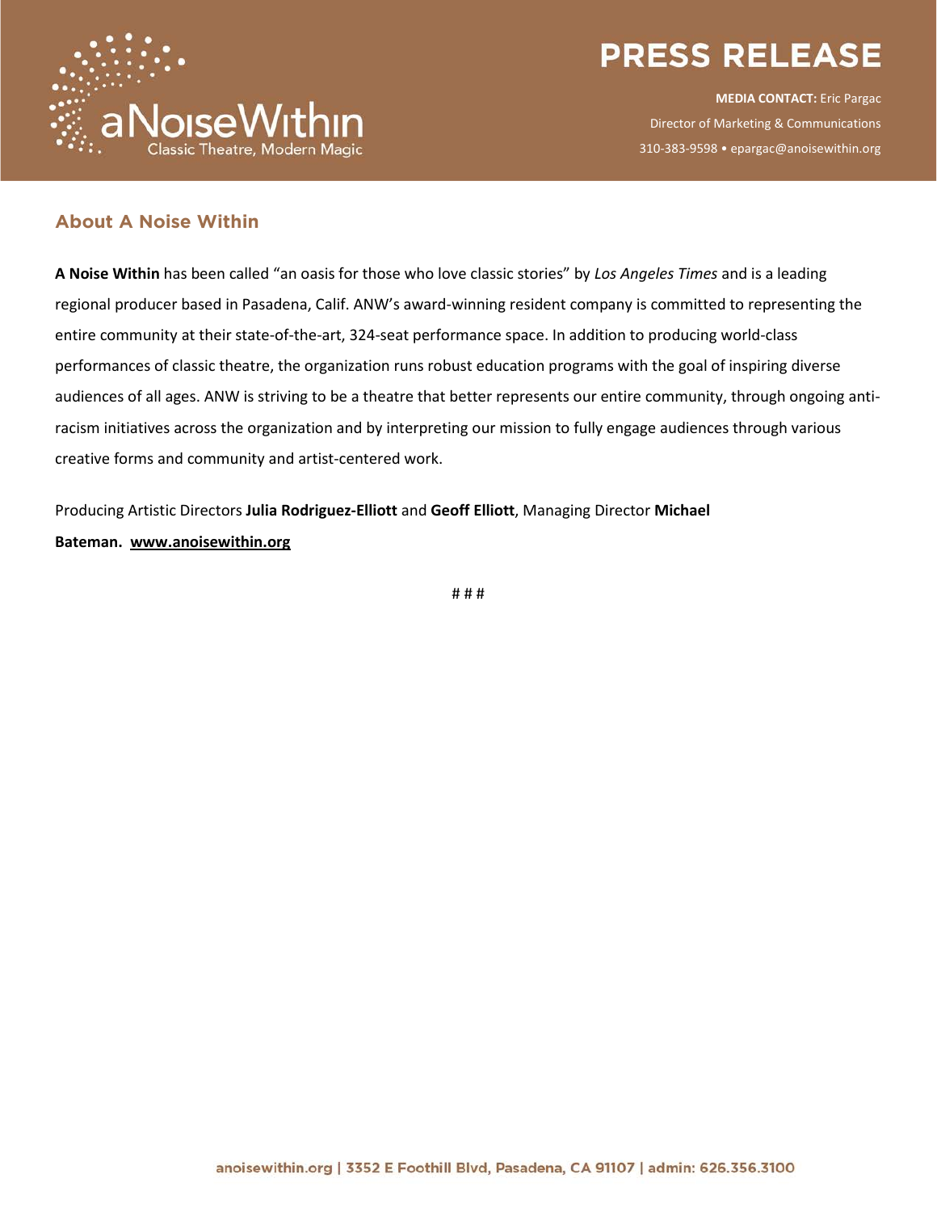# PRESS RELEASE

**MEDIA CONTACT:** Eric Pargac
Director of Marketing & Communications
310-383-9598 • epargac@anoisewithin.org

## About A Noise Within

**A Noise Within** has been called "an oasis for those who love classic stories" by *Los Angeles Times* and is a leading regional producer based in Pasadena, Calif. ANW's award-winning resident company is committed to representing the entire community at their state-of-the-art, 324-seat performance space. In addition to producing world-class performances of classic theatre, the organization runs robust education programs with the goal of inspiring diverse audiences of all ages. ANW is striving to be a theatre that better represents our entire community, through ongoing anti-racism initiatives across the organization and by interpreting our mission to fully engage audiences through various creative forms and community and artist-centered work.

Producing Artistic Directors **Julia Rodriguez-Elliott** and **Geoff Elliott**, Managing Director **Michael Bateman.** **www.anoisewithin.org**

# # #